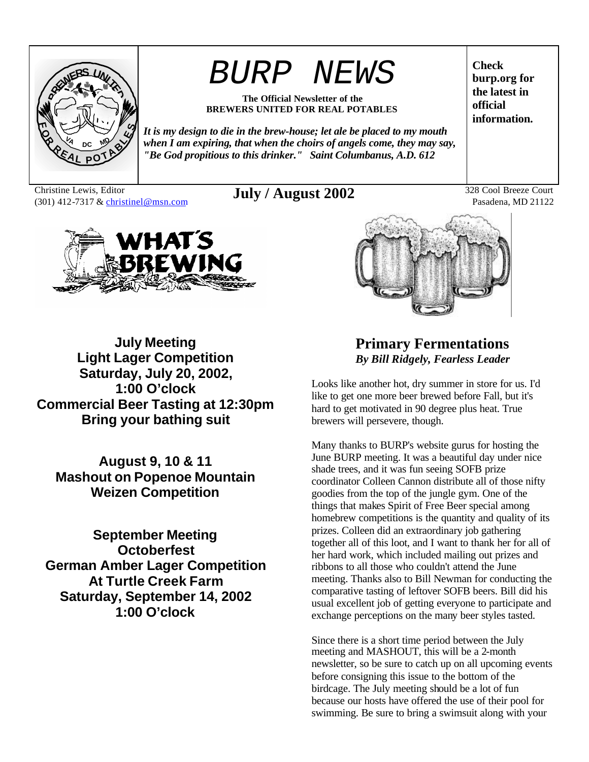# BURP NEWS

**The Official Newsletter of the BREWERS UNITED FOR REAL POTABLES**

***It is my design to die in the brew-house; let ale be placed to my mouth when I am expiring, that when the choirs of angels come, they may say, "Be God propitious to this drinker." Saint Columbanus, A.D. 612***

**Check burp.org for the latest in official information.**

Christine Lewis, Editor
(301) 412-7317 & christinel@msn.com

**July / August 2002**

328 Cool Breeze Court
Pasadena, MD 21122

## WHAT'S BREWING

**July Meeting**
**Light Lager Competition**
**Saturday, July 20, 2002,**
**1:00 O'clock**
**Commercial Beer Tasting at 12:30pm**
**Bring your bathing suit**

**August 9, 10 & 11**
**Mashout on Popenoe Mountain**
**Weizen Competition**

**September Meeting**
**Octoberfest**
**German Amber Lager Competition**
**At Turtle Creek Farm**
**Saturday, September 14, 2002**
**1:00 O'clock**

## Primary Fermentations

***By Bill Ridgely, Fearless Leader***

Looks like another hot, dry summer in store for us. I'd like to get one more beer brewed before Fall, but it's hard to get motivated in 90 degree plus heat. True brewers will persevere, though.

Many thanks to BURP's website gurus for hosting the June BURP meeting. It was a beautiful day under nice shade trees, and it was fun seeing SOFB prize coordinator Colleen Cannon distribute all of those nifty goodies from the top of the jungle gym. One of the things that makes Spirit of Free Beer special among homebrew competitions is the quantity and quality of its prizes. Colleen did an extraordinary job gathering together all of this loot, and I want to thank her for all of her hard work, which included mailing out prizes and ribbons to all those who couldn't attend the June meeting. Thanks also to Bill Newman for conducting the comparative tasting of leftover SOFB beers. Bill did his usual excellent job of getting everyone to participate and exchange perceptions on the many beer styles tasted.

Since there is a short time period between the July meeting and MASHOUT, this will be a 2-month newsletter, so be sure to catch up on all upcoming events before consigning this issue to the bottom of the birdcage. The July meeting should be a lot of fun because our hosts have offered the use of their pool for swimming. Be sure to bring a swimsuit along with your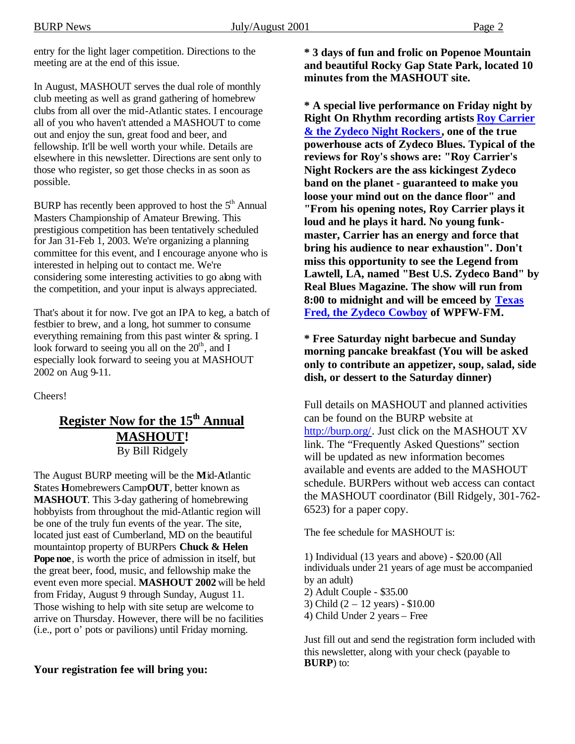entry for the light lager competition. Directions to the meeting are at the end of this issue.

In August, MASHOUT serves the dual role of monthly club meeting as well as grand gathering of homebrew clubs from all over the mid-Atlantic states. I encourage all of you who haven't attended a MASHOUT to come out and enjoy the sun, great food and beer, and fellowship. It'll be well worth your while. Details are elsewhere in this newsletter. Directions are sent only to those who register, so get those checks in as soon as possible.

BURP has recently been approved to host the 5th Annual Masters Championship of Amateur Brewing. This prestigious competition has been tentatively scheduled for Jan 31-Feb 1, 2003. We're organizing a planning committee for this event, and I encourage anyone who is interested in helping out to contact me. We're considering some interesting activities to go along with the competition, and your input is always appreciated.

That's about it for now. I've got an IPA to keg, a batch of festbier to brew, and a long, hot summer to consume everything remaining from this past winter & spring. I look forward to seeing you all on the 20th, and I especially look forward to seeing you at MASHOUT 2002 on Aug 9-11.

Cheers!

## Register Now for the 15th Annual MASHOUT!

By Bill Ridgely

The August BURP meeting will be the **M**id-**A**tlantic **S**tates **H**omebrewers Camp**OUT**, better known as **MASHOUT**. This 3-day gathering of homebrewing hobbyists from throughout the mid-Atlantic region will be one of the truly fun events of the year. The site, located just east of Cumberland, MD on the beautiful mountaintop property of BURPers **Chuck & Helen Popenoe**, is worth the price of admission in itself, but the great beer, food, music, and fellowship make the event even more special. **MASHOUT 2002** will be held from Friday, August 9 through Sunday, August 11. Those wishing to help with site setup are welcome to arrive on Thursday. However, there will be no facilities (i.e., port o' pots or pavilions) until Friday morning.

**Your registration fee will bring you:**

**\* 3 days of fun and frolic on Popenoe Mountain and beautiful Rocky Gap State Park, located 10 minutes from the MASHOUT site.**

**\* A special live performance on Friday night by Right On Rhythm recording artists Roy Carrier & the Zydeco Night Rockers, one of the true powerhouse acts of Zydeco Blues. Typical of the reviews for Roy's shows are: "Roy Carrier's Night Rockers are the ass kickingest Zydeco band on the planet - guaranteed to make you loose your mind out on the dance floor" and "From his opening notes, Roy Carrier plays it loud and he plays it hard. No young funk-master, Carrier has an energy and force that bring his audience to near exhaustion". Don't miss this opportunity to see the Legend from Lawtell, LA, named "Best U.S. Zydeco Band" by Real Blues Magazine. The show will run from 8:00 to midnight and will be emceed by Texas Fred, the Zydeco Cowboy of WPFW-FM.**

**\* Free Saturday night barbecue and Sunday morning pancake breakfast (You will be asked only to contribute an appetizer, soup, salad, side dish, or dessert to the Saturday dinner)**

Full details on MASHOUT and planned activities can be found on the BURP website at http://burp.org/. Just click on the MASHOUT XV link. The "Frequently Asked Questions" section will be updated as new information becomes available and events are added to the MASHOUT schedule. BURPers without web access can contact the MASHOUT coordinator (Bill Ridgely, 301-762-6523) for a paper copy.

The fee schedule for MASHOUT is:

1) Individual (13 years and above) - $20.00 (All individuals under 21 years of age must be accompanied by an adult)
2) Adult Couple - $35.00
3) Child (2 – 12 years) - $10.00
4) Child Under 2 years – Free

Just fill out and send the registration form included with this newsletter, along with your check (payable to **BURP**) to: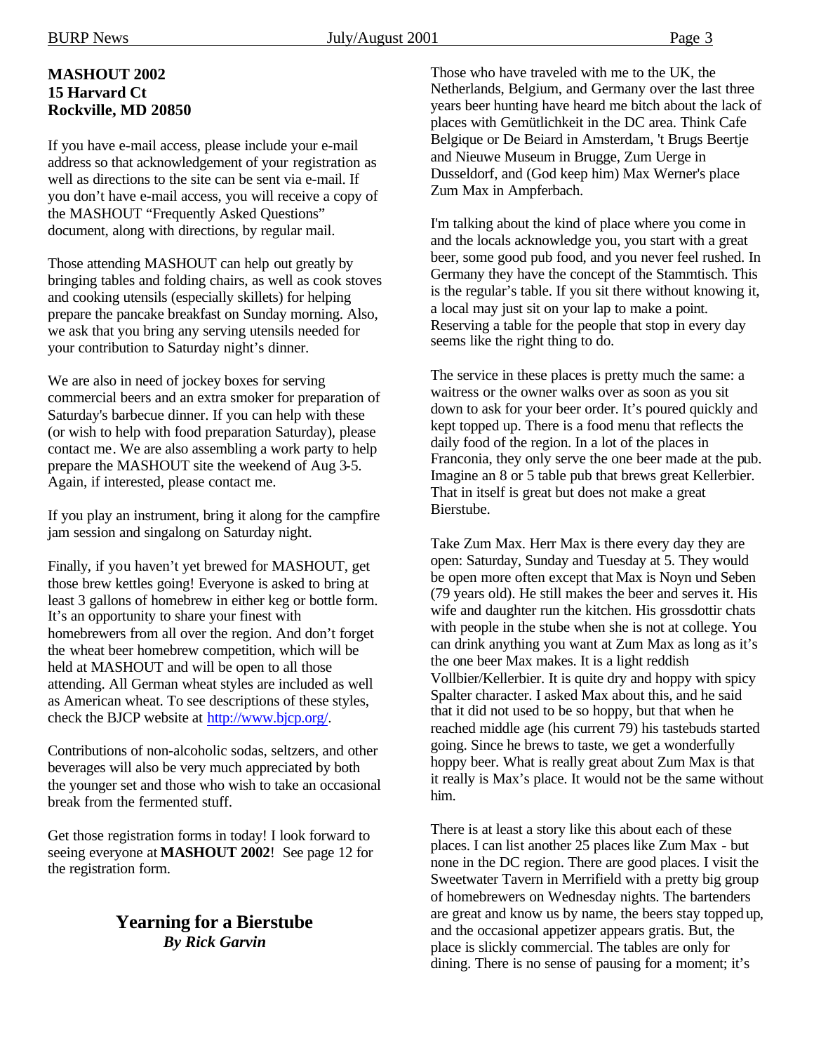**MASHOUT 2002**
**15 Harvard Ct**
**Rockville, MD 20850**

If you have e-mail access, please include your e-mail address so that acknowledgement of your registration as well as directions to the site can be sent via e-mail. If you don't have e-mail access, you will receive a copy of the MASHOUT "Frequently Asked Questions" document, along with directions, by regular mail.

Those attending MASHOUT can help out greatly by bringing tables and folding chairs, as well as cook stoves and cooking utensils (especially skillets) for helping prepare the pancake breakfast on Sunday morning. Also, we ask that you bring any serving utensils needed for your contribution to Saturday night's dinner.

We are also in need of jockey boxes for serving commercial beers and an extra smoker for preparation of Saturday's barbecue dinner. If you can help with these (or wish to help with food preparation Saturday), please contact me. We are also assembling a work party to help prepare the MASHOUT site the weekend of Aug 3-5. Again, if interested, please contact me.

If you play an instrument, bring it along for the campfire jam session and singalong on Saturday night.

Finally, if you haven't yet brewed for MASHOUT, get those brew kettles going! Everyone is asked to bring at least 3 gallons of homebrew in either keg or bottle form. It's an opportunity to share your finest with homebrewers from all over the region. And don't forget the wheat beer homebrew competition, which will be held at MASHOUT and will be open to all those attending. All German wheat styles are included as well as American wheat. To see descriptions of these styles, check the BJCP website at http://www.bjcp.org/.

Contributions of non-alcoholic sodas, seltzers, and other beverages will also be very much appreciated by both the younger set and those who wish to take an occasional break from the fermented stuff.

Get those registration forms in today! I look forward to seeing everyone at **MASHOUT 2002**! See page 12 for the registration form.

## Yearning for a Bierstube

***By Rick Garvin***

Those who have traveled with me to the UK, the Netherlands, Belgium, and Germany over the last three years beer hunting have heard me bitch about the lack of places with Gemütlichkeit in the DC area. Think Cafe Belgique or De Beiard in Amsterdam, 't Brugs Beertje and Nieuwe Museum in Brugge, Zum Uerge in Dusseldorf, and (God keep him) Max Werner's place Zum Max in Ampferbach.

I'm talking about the kind of place where you come in and the locals acknowledge you, you start with a great beer, some good pub food, and you never feel rushed. In Germany they have the concept of the Stammtisch. This is the regular's table. If you sit there without knowing it, a local may just sit on your lap to make a point. Reserving a table for the people that stop in every day seems like the right thing to do.

The service in these places is pretty much the same: a waitress or the owner walks over as soon as you sit down to ask for your beer order. It's poured quickly and kept topped up. There is a food menu that reflects the daily food of the region. In a lot of the places in Franconia, they only serve the one beer made at the pub. Imagine an 8 or 5 table pub that brews great Kellerbier. That in itself is great but does not make a great Bierstube.

Take Zum Max. Herr Max is there every day they are open: Saturday, Sunday and Tuesday at 5. They would be open more often except that Max is Noyn und Seben (79 years old). He still makes the beer and serves it. His wife and daughter run the kitchen. His grossdottir chats with people in the stube when she is not at college. You can drink anything you want at Zum Max as long as it's the one beer Max makes. It is a light reddish Vollbier/Kellerbier. It is quite dry and hoppy with spicy Spalter character. I asked Max about this, and he said that it did not used to be so hoppy, but that when he reached middle age (his current 79) his tastebuds started going. Since he brews to taste, we get a wonderfully hoppy beer. What is really great about Zum Max is that it really is Max's place. It would not be the same without him.

There is at least a story like this about each of these places. I can list another 25 places like Zum Max - but none in the DC region. There are good places. I visit the Sweetwater Tavern in Merrifield with a pretty big group of homebrewers on Wednesday nights. The bartenders are great and know us by name, the beers stay topped up, and the occasional appetizer appears gratis. But, the place is slickly commercial. The tables are only for dining. There is no sense of pausing for a moment; it's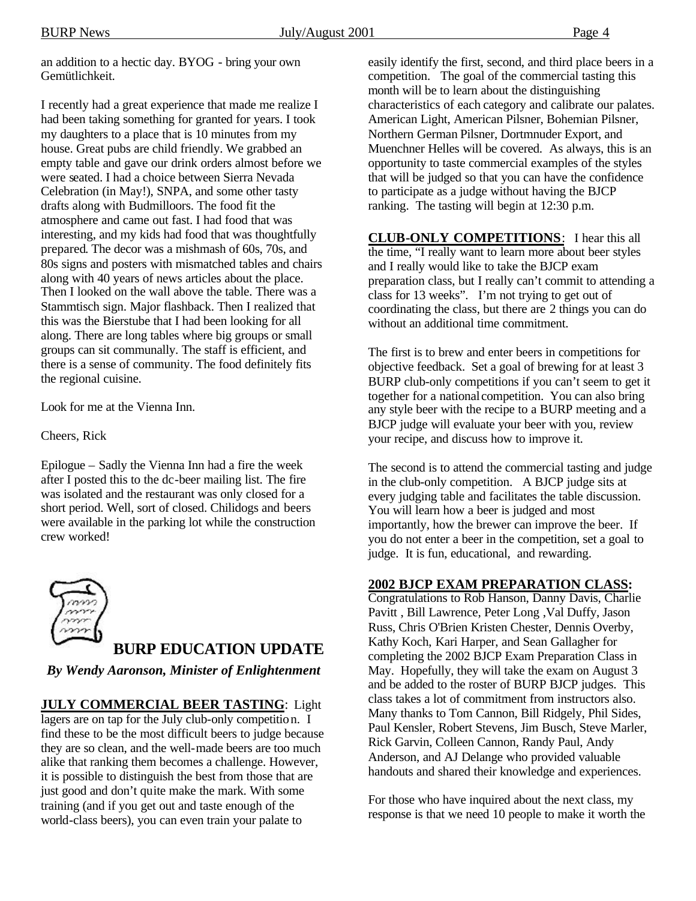an addition to a hectic day. BYOG - bring your own Gemütlichkeit.

I recently had a great experience that made me realize I had been taking something for granted for years. I took my daughters to a place that is 10 minutes from my house. Great pubs are child friendly. We grabbed an empty table and gave our drink orders almost before we were seated. I had a choice between Sierra Nevada Celebration (in May!), SNPA, and some other tasty drafts along with Budmilloors. The food fit the atmosphere and came out fast. I had food that was interesting, and my kids had food that was thoughtfully prepared. The decor was a mishmash of 60s, 70s, and 80s signs and posters with mismatched tables and chairs along with 40 years of news articles about the place. Then I looked on the wall above the table. There was a Stammtisch sign. Major flashback. Then I realized that this was the Bierstube that I had been looking for all along. There are long tables where big groups or small groups can sit communally. The staff is efficient, and there is a sense of community. The food definitely fits the regional cuisine.

Look for me at the Vienna Inn.

Cheers, Rick

Epilogue – Sadly the Vienna Inn had a fire the week after I posted this to the dc-beer mailing list. The fire was isolated and the restaurant was only closed for a short period. Well, sort of closed. Chilidogs and beers were available in the parking lot while the construction crew worked!

## BURP EDUCATION UPDATE

***By Wendy Aaronson, Minister of Enlightenment***

**JULY COMMERCIAL BEER TASTING**: Light lagers are on tap for the July club-only competition. I find these to be the most difficult beers to judge because they are so clean, and the well-made beers are too much alike that ranking them becomes a challenge. However, it is possible to distinguish the best from those that are just good and don't quite make the mark. With some training (and if you get out and taste enough of the world-class beers), you can even train your palate to easily identify the first, second, and third place beers in a competition. The goal of the commercial tasting this month will be to learn about the distinguishing characteristics of each category and calibrate our palates. American Light, American Pilsner, Bohemian Pilsner, Northern German Pilsner, Dortmnuder Export, and Muenchner Helles will be covered. As always, this is an opportunity to taste commercial examples of the styles that will be judged so that you can have the confidence to participate as a judge without having the BJCP ranking. The tasting will begin at 12:30 p.m.

**CLUB-ONLY COMPETITIONS**: I hear this all the time, "I really want to learn more about beer styles and I really would like to take the BJCP exam preparation class, but I really can't commit to attending a class for 13 weeks". I'm not trying to get out of coordinating the class, but there are 2 things you can do without an additional time commitment.

The first is to brew and enter beers in competitions for objective feedback. Set a goal of brewing for at least 3 BURP club-only competitions if you can't seem to get it together for a national competition. You can also bring any style beer with the recipe to a BURP meeting and a BJCP judge will evaluate your beer with you, review your recipe, and discuss how to improve it.

The second is to attend the commercial tasting and judge in the club-only competition. A BJCP judge sits at every judging table and facilitates the table discussion. You will learn how a beer is judged and most importantly, how the brewer can improve the beer. If you do not enter a beer in the competition, set a goal to judge. It is fun, educational, and rewarding.

**2002 BJCP EXAM PREPARATION CLASS:** Congratulations to Rob Hanson, Danny Davis, Charlie Pavitt , Bill Lawrence, Peter Long ,Val Duffy, Jason Russ, Chris O'Brien Kristen Chester, Dennis Overby, Kathy Koch, Kari Harper, and Sean Gallagher for completing the 2002 BJCP Exam Preparation Class in May. Hopefully, they will take the exam on August 3 and be added to the roster of BURP BJCP judges. This class takes a lot of commitment from instructors also. Many thanks to Tom Cannon, Bill Ridgely, Phil Sides, Paul Kensler, Robert Stevens, Jim Busch, Steve Marler, Rick Garvin, Colleen Cannon, Randy Paul, Andy Anderson, and AJ Delange who provided valuable handouts and shared their knowledge and experiences.

For those who have inquired about the next class, my response is that we need 10 people to make it worth the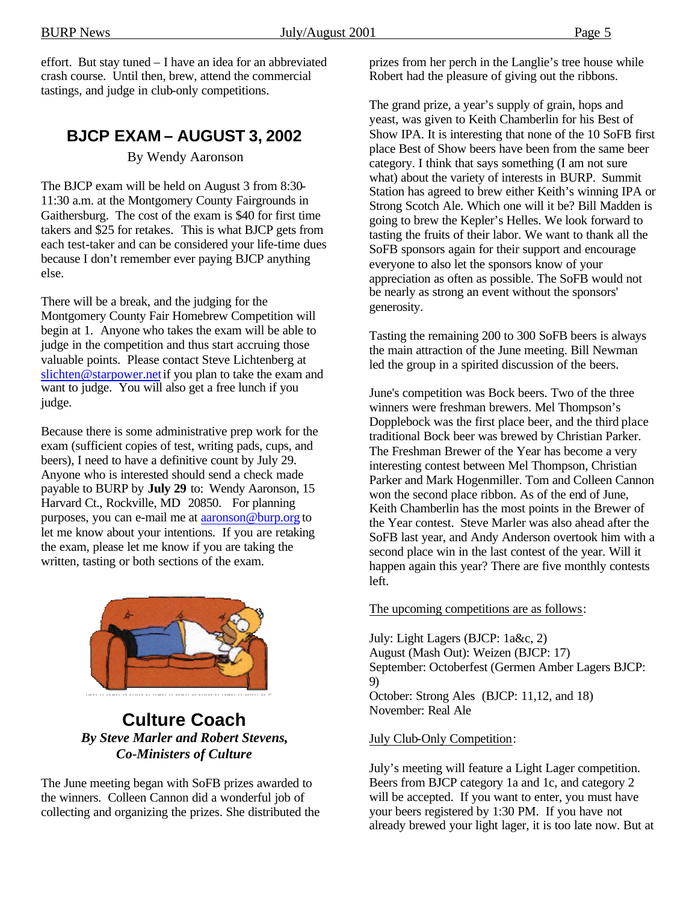effort. But stay tuned – I have an idea for an abbreviated crash course. Until then, brew, attend the commercial tastings, and judge in club-only competitions.

## BJCP EXAM – AUGUST 3, 2002

By Wendy Aaronson

The BJCP exam will be held on August 3 from 8:30-11:30 a.m. at the Montgomery County Fairgrounds in Gaithersburg. The cost of the exam is $40 for first time takers and $25 for retakes. This is what BJCP gets from each test-taker and can be considered your life-time dues because I don't remember ever paying BJCP anything else.

There will be a break, and the judging for the Montgomery County Fair Homebrew Competition will begin at 1. Anyone who takes the exam will be able to judge in the competition and thus start accruing those valuable points. Please contact Steve Lichtenberg at slichten@starpower.net if you plan to take the exam and want to judge. You will also get a free lunch if you judge.

Because there is some administrative prep work for the exam (sufficient copies of test, writing pads, cups, and beers), I need to have a definitive count by July 29. Anyone who is interested should send a check made payable to BURP by **July 29** to: Wendy Aaronson, 15 Harvard Ct., Rockville, MD 20850. For planning purposes, you can e-mail me at aaronson@burp.org to let me know about your intentions. If you are retaking the exam, please let me know if you are taking the written, tasting or both sections of the exam.

## Culture Coach

***By Steve Marler and Robert Stevens, Co-Ministers of Culture***

The June meeting began with SoFB prizes awarded to the winners. Colleen Cannon did a wonderful job of collecting and organizing the prizes. She distributed the prizes from her perch in the Langlie's tree house while Robert had the pleasure of giving out the ribbons.

The grand prize, a year's supply of grain, hops and yeast, was given to Keith Chamberlin for his Best of Show IPA. It is interesting that none of the 10 SoFB first place Best of Show beers have been from the same beer category. I think that says something (I am not sure what) about the variety of interests in BURP. Summit Station has agreed to brew either Keith's winning IPA or Strong Scotch Ale. Which one will it be? Bill Madden is going to brew the Kepler's Helles. We look forward to tasting the fruits of their labor. We want to thank all the SoFB sponsors again for their support and encourage everyone to also let the sponsors know of your appreciation as often as possible. The SoFB would not be nearly as strong an event without the sponsors' generosity.

Tasting the remaining 200 to 300 SoFB beers is always the main attraction of the June meeting. Bill Newman led the group in a spirited discussion of the beers.

June's competition was Bock beers. Two of the three winners were freshman brewers. Mel Thompson's Dopplebock was the first place beer, and the third place traditional Bock beer was brewed by Christian Parker. The Freshman Brewer of the Year has become a very interesting contest between Mel Thompson, Christian Parker and Mark Hogenmiller. Tom and Colleen Cannon won the second place ribbon. As of the end of June, Keith Chamberlin has the most points in the Brewer of the Year contest. Steve Marler was also ahead after the SoFB last year, and Andy Anderson overtook him with a second place win in the last contest of the year. Will it happen again this year? There are five monthly contests left.

The upcoming competitions are as follows:

July: Light Lagers (BJCP: 1a&c, 2)
August (Mash Out): Weizen (BJCP: 17)
September: Octoberfest (Germen Amber Lagers BJCP: 9)
October: Strong Ales (BJCP: 11,12, and 18)
November: Real Ale

July Club-Only Competition:

July's meeting will feature a Light Lager competition. Beers from BJCP category 1a and 1c, and category 2 will be accepted. If you want to enter, you must have your beers registered by 1:30 PM. If you have not already brewed your light lager, it is too late now. But at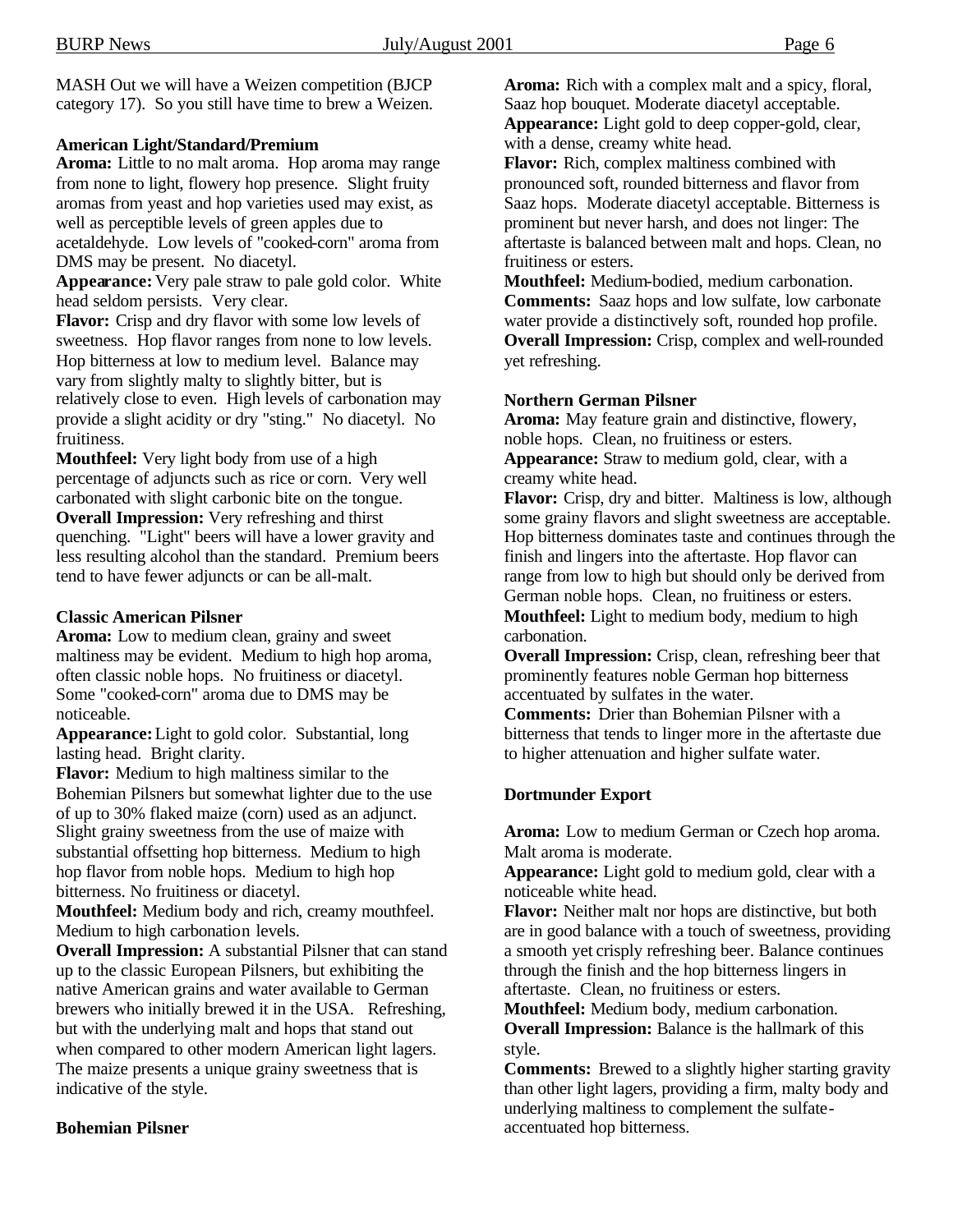MASH Out we will have a Weizen competition (BJCP category 17). So you still have time to brew a Weizen.

### American Light/Standard/Premium

**Aroma:** Little to no malt aroma. Hop aroma may range from none to light, flowery hop presence. Slight fruity aromas from yeast and hop varieties used may exist, as well as perceptible levels of green apples due to acetaldehyde. Low levels of "cooked-corn" aroma from DMS may be present. No diacetyl.
**Appearance:** Very pale straw to pale gold color. White head seldom persists. Very clear.
**Flavor:** Crisp and dry flavor with some low levels of sweetness. Hop flavor ranges from none to low levels. Hop bitterness at low to medium level. Balance may vary from slightly malty to slightly bitter, but is relatively close to even. High levels of carbonation may provide a slight acidity or dry "sting." No diacetyl. No fruitiness.
**Mouthfeel:** Very light body from use of a high percentage of adjuncts such as rice or corn. Very well carbonated with slight carbonic bite on the tongue.
**Overall Impression:** Very refreshing and thirst quenching. "Light" beers will have a lower gravity and less resulting alcohol than the standard. Premium beers tend to have fewer adjuncts or can be all-malt.

### Classic American Pilsner

**Aroma:** Low to medium clean, grainy and sweet maltiness may be evident. Medium to high hop aroma, often classic noble hops. No fruitiness or diacetyl. Some "cooked-corn" aroma due to DMS may be noticeable.
**Appearance:** Light to gold color. Substantial, long lasting head. Bright clarity.
**Flavor:** Medium to high maltiness similar to the Bohemian Pilsners but somewhat lighter due to the use of up to 30% flaked maize (corn) used as an adjunct. Slight grainy sweetness from the use of maize with substantial offsetting hop bitterness. Medium to high hop flavor from noble hops. Medium to high hop bitterness. No fruitiness or diacetyl.
**Mouthfeel:** Medium body and rich, creamy mouthfeel. Medium to high carbonation levels.
**Overall Impression:** A substantial Pilsner that can stand up to the classic European Pilsners, but exhibiting the native American grains and water available to German brewers who initially brewed it in the USA. Refreshing, but with the underlying malt and hops that stand out when compared to other modern American light lagers. The maize presents a unique grainy sweetness that is indicative of the style.

### Bohemian Pilsner

**Aroma:** Rich with a complex malt and a spicy, floral, Saaz hop bouquet. Moderate diacetyl acceptable.
**Appearance:** Light gold to deep copper-gold, clear, with a dense, creamy white head.
**Flavor:** Rich, complex maltiness combined with pronounced soft, rounded bitterness and flavor from Saaz hops. Moderate diacetyl acceptable. Bitterness is prominent but never harsh, and does not linger: The aftertaste is balanced between malt and hops. Clean, no fruitiness or esters.
**Mouthfeel:** Medium-bodied, medium carbonation.
**Comments:** Saaz hops and low sulfate, low carbonate water provide a distinctively soft, rounded hop profile.
**Overall Impression:** Crisp, complex and well-rounded yet refreshing.

### Northern German Pilsner

**Aroma:** May feature grain and distinctive, flowery, noble hops. Clean, no fruitiness or esters.
**Appearance:** Straw to medium gold, clear, with a creamy white head.
**Flavor:** Crisp, dry and bitter. Maltiness is low, although some grainy flavors and slight sweetness are acceptable. Hop bitterness dominates taste and continues through the finish and lingers into the aftertaste. Hop flavor can range from low to high but should only be derived from German noble hops. Clean, no fruitiness or esters.
**Mouthfeel:** Light to medium body, medium to high carbonation.
**Overall Impression:** Crisp, clean, refreshing beer that prominently features noble German hop bitterness accentuated by sulfates in the water.
**Comments:** Drier than Bohemian Pilsner with a bitterness that tends to linger more in the aftertaste due to higher attenuation and higher sulfate water.

### Dortmunder Export

**Aroma:** Low to medium German or Czech hop aroma. Malt aroma is moderate.
**Appearance:** Light gold to medium gold, clear with a noticeable white head.
**Flavor:** Neither malt nor hops are distinctive, but both are in good balance with a touch of sweetness, providing a smooth yet crisply refreshing beer. Balance continues through the finish and the hop bitterness lingers in aftertaste. Clean, no fruitiness or esters.
**Mouthfeel:** Medium body, medium carbonation.
**Overall Impression:** Balance is the hallmark of this style.
**Comments:** Brewed to a slightly higher starting gravity than other light lagers, providing a firm, malty body and underlying maltiness to complement the sulfate-accentuated hop bitterness.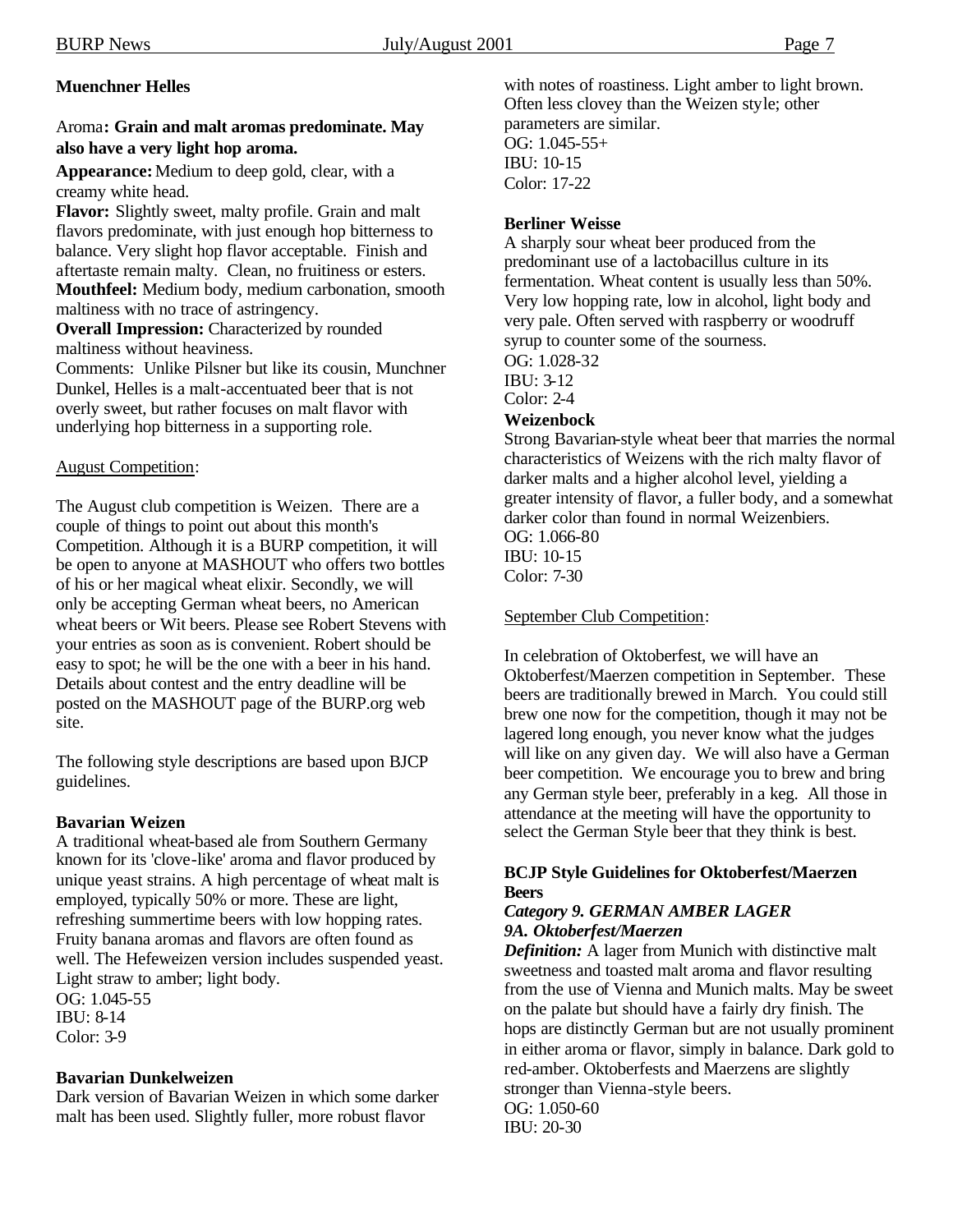### Muenchner Helles

Aroma**: Grain and malt aromas predominate. May also have a very light hop aroma.**

**Appearance:** Medium to deep gold, clear, with a creamy white head.

**Flavor:** Slightly sweet, malty profile. Grain and malt flavors predominate, with just enough hop bitterness to balance. Very slight hop flavor acceptable. Finish and aftertaste remain malty. Clean, no fruitiness or esters.

**Mouthfeel:** Medium body, medium carbonation, smooth maltiness with no trace of astringency.

**Overall Impression:** Characterized by rounded maltiness without heaviness.

Comments: Unlike Pilsner but like its cousin, Munchner Dunkel, Helles is a malt-accentuated beer that is not overly sweet, but rather focuses on malt flavor with underlying hop bitterness in a supporting role.

<u>August Competition</u>:

The August club competition is Weizen. There are a couple of things to point out about this month's Competition. Although it is a BURP competition, it will be open to anyone at MASHOUT who offers two bottles of his or her magical wheat elixir. Secondly, we will only be accepting German wheat beers, no American wheat beers or Wit beers. Please see Robert Stevens with your entries as soon as is convenient. Robert should be easy to spot; he will be the one with a beer in his hand. Details about contest and the entry deadline will be posted on the MASHOUT page of the BURP.org web site.

The following style descriptions are based upon BJCP guidelines.

### Bavarian Weizen

A traditional wheat-based ale from Southern Germany known for its 'clove-like' aroma and flavor produced by unique yeast strains. A high percentage of wheat malt is employed, typically 50% or more. These are light, refreshing summertime beers with low hopping rates. Fruity banana aromas and flavors are often found as well. The Hefeweizen version includes suspended yeast. Light straw to amber; light body.

OG: 1.045-55
IBU: 8-14
Color: 3-9

### Bavarian Dunkelweizen

Dark version of Bavarian Weizen in which some darker malt has been used. Slightly fuller, more robust flavor with notes of roastiness. Light amber to light brown. Often less clovey than the Weizen style; other parameters are similar.

OG: 1.045-55+
IBU: 10-15
Color: 17-22

### Berliner Weisse

A sharply sour wheat beer produced from the predominant use of a lactobacillus culture in its fermentation. Wheat content is usually less than 50%. Very low hopping rate, low in alcohol, light body and very pale. Often served with raspberry or woodruff syrup to counter some of the sourness.

OG: 1.028-32
IBU: 3-12
Color: 2-4

### Weizenbock

Strong Bavarian-style wheat beer that marries the normal characteristics of Weizens with the rich malty flavor of darker malts and a higher alcohol level, yielding a greater intensity of flavor, a fuller body, and a somewhat darker color than found in normal Weizenbiers.

OG: 1.066-80
IBU: 10-15
Color: 7-30

<u>September Club Competition</u>:

In celebration of Oktoberfest, we will have an Oktoberfest/Maerzen competition in September. These beers are traditionally brewed in March. You could still brew one now for the competition, though it may not be lagered long enough, you never know what the judges will like on any given day. We will also have a German beer competition. We encourage you to brew and bring any German style beer, preferably in a keg. All those in attendance at the meeting will have the opportunity to select the German Style beer that they think is best.

### BCJP Style Guidelines for Oktoberfest/Maerzen Beers

***Category 9. GERMAN AMBER LAGER***
***9A. Oktoberfest/Maerzen***

***Definition:*** A lager from Munich with distinctive malt sweetness and toasted malt aroma and flavor resulting from the use of Vienna and Munich malts. May be sweet on the palate but should have a fairly dry finish. The hops are distinctly German but are not usually prominent in either aroma or flavor, simply in balance. Dark gold to red-amber. Oktoberfests and Maerzens are slightly stronger than Vienna-style beers.

OG: 1.050-60
IBU: 20-30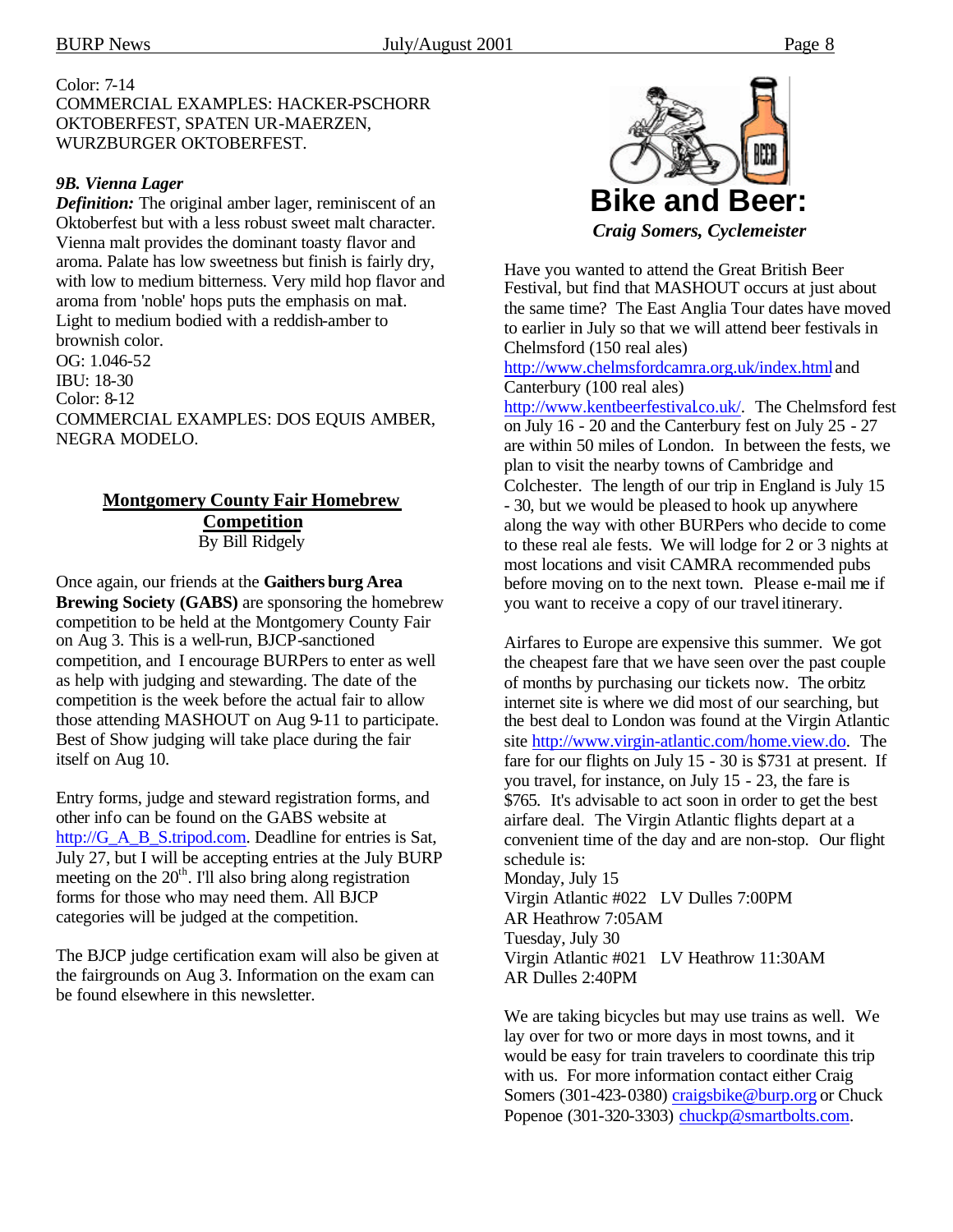Color: 7-14
COMMERCIAL EXAMPLES: HACKER-PSCHORR OKTOBERFEST, SPATEN UR-MAERZEN, WURZBURGER OKTOBERFEST.

***9B. Vienna Lager***

***Definition:*** The original amber lager, reminiscent of an Oktoberfest but with a less robust sweet malt character. Vienna malt provides the dominant toasty flavor and aroma. Palate has low sweetness but finish is fairly dry, with low to medium bitterness. Very mild hop flavor and aroma from 'noble' hops puts the emphasis on malt. Light to medium bodied with a reddish-amber to brownish color.
OG: 1.046-52
IBU: 18-30
Color: 8-12
COMMERCIAL EXAMPLES: DOS EQUIS AMBER, NEGRA MODELO.

## Montgomery County Fair Homebrew Competition

By Bill Ridgely

Once again, our friends at the **Gaithers burg Area Brewing Society (GABS)** are sponsoring the homebrew competition to be held at the Montgomery County Fair on Aug 3. This is a well-run, BJCP-sanctioned competition, and I encourage BURPers to enter as well as help with judging and stewarding. The date of the competition is the week before the actual fair to allow those attending MASHOUT on Aug 9-11 to participate. Best of Show judging will take place during the fair itself on Aug 10.

Entry forms, judge and steward registration forms, and other info can be found on the GABS website at http://G_A_B_S.tripod.com. Deadline for entries is Sat, July 27, but I will be accepting entries at the July BURP meeting on the 20th. I'll also bring along registration forms for those who may need them. All BJCP categories will be judged at the competition.

The BJCP judge certification exam will also be given at the fairgrounds on Aug 3. Information on the exam can be found elsewhere in this newsletter.

# Bike and Beer:

***Craig Somers, Cyclemeister***

Have you wanted to attend the Great British Beer Festival, but find that MASHOUT occurs at just about the same time? The East Anglia Tour dates have moved to earlier in July so that we will attend beer festivals in Chelmsford (150 real ales) http://www.chelmsfordcamra.org.uk/index.html and Canterbury (100 real ales) http://www.kentbeerfestival.co.uk/. The Chelmsford fest on July 16 - 20 and the Canterbury fest on July 25 - 27 are within 50 miles of London. In between the fests, we plan to visit the nearby towns of Cambridge and Colchester. The length of our trip in England is July 15 - 30, but we would be pleased to hook up anywhere along the way with other BURPers who decide to come to these real ale fests. We will lodge for 2 or 3 nights at most locations and visit CAMRA recommended pubs before moving on to the next town. Please e-mail me if you want to receive a copy of our travel itinerary.

Airfares to Europe are expensive this summer. We got the cheapest fare that we have seen over the past couple of months by purchasing our tickets now. The orbitz internet site is where we did most of our searching, but the best deal to London was found at the Virgin Atlantic site http://www.virgin-atlantic.com/home.view.do. The fare for our flights on July 15 - 30 is $731 at present. If you travel, for instance, on July 15 - 23, the fare is $765. It's advisable to act soon in order to get the best airfare deal. The Virgin Atlantic flights depart at a convenient time of the day and are non-stop. Our flight schedule is:
Monday, July 15
Virgin Atlantic #022 LV Dulles 7:00PM
AR Heathrow 7:05AM
Tuesday, July 30
Virgin Atlantic #021 LV Heathrow 11:30AM
AR Dulles 2:40PM

We are taking bicycles but may use trains as well. We lay over for two or more days in most towns, and it would be easy for train travelers to coordinate this trip with us. For more information contact either Craig Somers (301-423-0380) craigsbike@burp.org or Chuck Popenoe (301-320-3303) chuckp@smartbolts.com.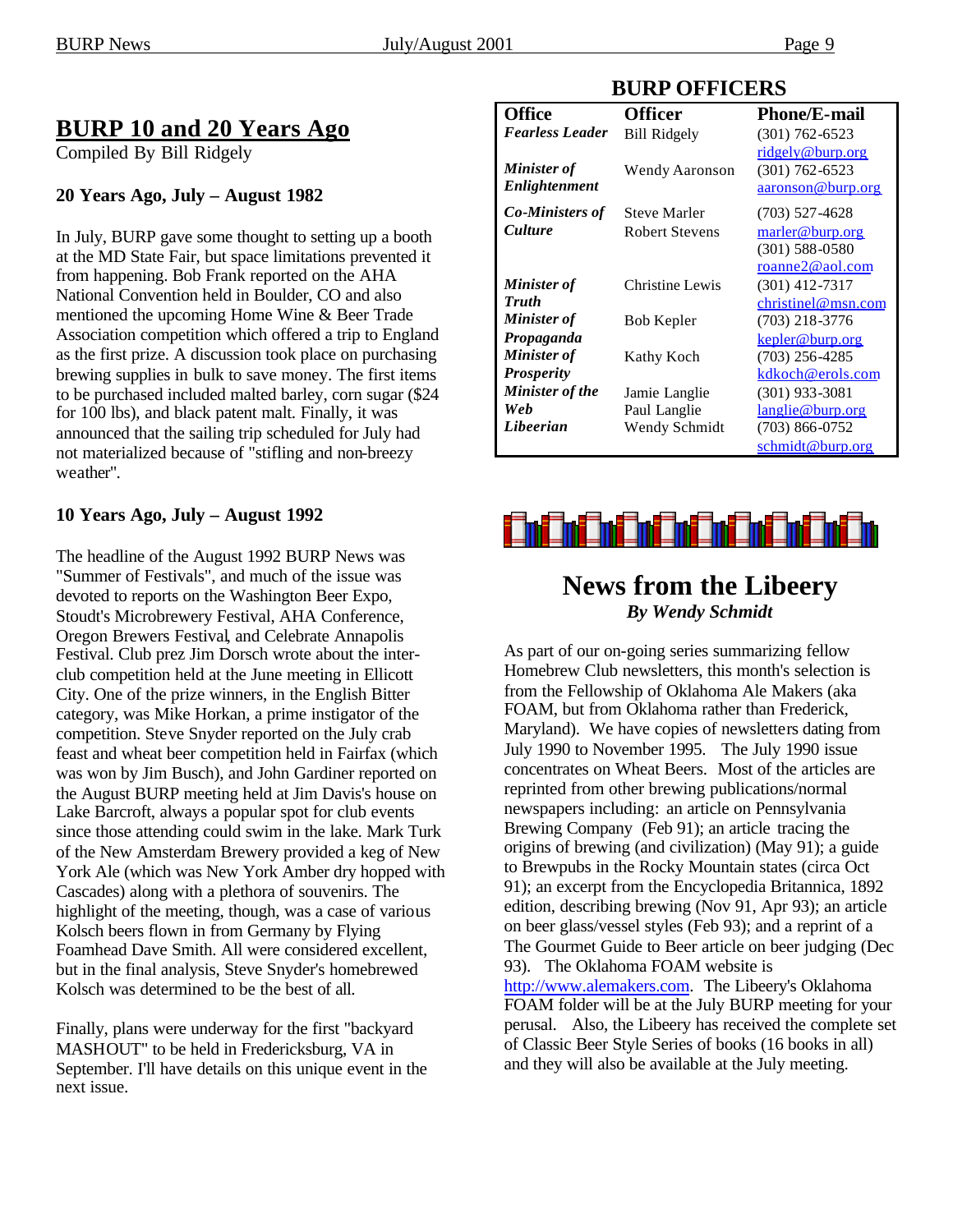## BURP 10 and 20 Years Ago

Compiled By Bill Ridgely

### 20 Years Ago, July – August 1982

In July, BURP gave some thought to setting up a booth at the MD State Fair, but space limitations prevented it from happening. Bob Frank reported on the AHA National Convention held in Boulder, CO and also mentioned the upcoming Home Wine & Beer Trade Association competition which offered a trip to England as the first prize. A discussion took place on purchasing brewing supplies in bulk to save money. The first items to be purchased included malted barley, corn sugar ($24 for 100 lbs), and black patent malt. Finally, it was announced that the sailing trip scheduled for July had not materialized because of "stifling and non-breezy weather".

### 10 Years Ago, July – August 1992

The headline of the August 1992 BURP News was "Summer of Festivals", and much of the issue was devoted to reports on the Washington Beer Expo, Stoudt's Microbrewery Festival, AHA Conference, Oregon Brewers Festival, and Celebrate Annapolis Festival. Club prez Jim Dorsch wrote about the inter-club competition held at the June meeting in Ellicott City. One of the prize winners, in the English Bitter category, was Mike Horkan, a prime instigator of the competition. Steve Snyder reported on the July crab feast and wheat beer competition held in Fairfax (which was won by Jim Busch), and John Gardiner reported on the August BURP meeting held at Jim Davis's house on Lake Barcroft, always a popular spot for club events since those attending could swim in the lake. Mark Turk of the New Amsterdam Brewery provided a keg of New York Ale (which was New York Amber dry hopped with Cascades) along with a plethora of souvenirs. The highlight of the meeting, though, was a case of various Kolsch beers flown in from Germany by Flying Foamhead Dave Smith. All were considered excellent, but in the final analysis, Steve Snyder's homebrewed Kolsch was determined to be the best of all.

Finally, plans were underway for the first "backyard MASHOUT" to be held in Fredericksburg, VA in September. I'll have details on this unique event in the next issue.

## BURP OFFICERS

| Office | Officer | Phone/E-mail |
|---|---|---|
| ***Fearless Leader*** | Bill Ridgely | (301) 762-6523 ridgely@burp.org |
| ***Minister of Enlightenment*** | Wendy Aaronson | (301) 762-6523 aaronson@burp.org |
| ***Co-Ministers of Culture*** | Steve Marler<br>Robert Stevens | (703) 527-4628 marler@burp.org<br>(301) 588-0580 roanne2@aol.com |
| ***Minister of Truth*** | Christine Lewis | (301) 412-7317 christinel@msn.com |
| ***Minister of Propaganda*** | Bob Kepler | (703) 218-3776 kepler@burp.org |
| ***Minister of Prosperity*** | Kathy Koch | (703) 256-4285 kdkoch@erols.com |
| ***Minister of the Web*** | Jamie Langlie<br>Paul Langlie | (301) 933-3081 langlie@burp.org |
| ***Libeerian*** | Wendy Schmidt | (703) 866-0752 schmidt@burp.org |

## News from the Libeery

***By Wendy Schmidt***

As part of our on-going series summarizing fellow Homebrew Club newsletters, this month's selection is from the Fellowship of Oklahoma Ale Makers (aka FOAM, but from Oklahoma rather than Frederick, Maryland). We have copies of newsletters dating from July 1990 to November 1995. The July 1990 issue concentrates on Wheat Beers. Most of the articles are reprinted from other brewing publications/normal newspapers including: an article on Pennsylvania Brewing Company (Feb 91); an article tracing the origins of brewing (and civilization) (May 91); a guide to Brewpubs in the Rocky Mountain states (circa Oct 91); an excerpt from the Encyclopedia Britannica, 1892 edition, describing brewing (Nov 91, Apr 93); an article on beer glass/vessel styles (Feb 93); and a reprint of a The Gourmet Guide to Beer article on beer judging (Dec 93). The Oklahoma FOAM website is http://www.alemakers.com. The Libeery's Oklahoma FOAM folder will be at the July BURP meeting for your perusal. Also, the Libeery has received the complete set of Classic Beer Style Series of books (16 books in all) and they will also be available at the July meeting.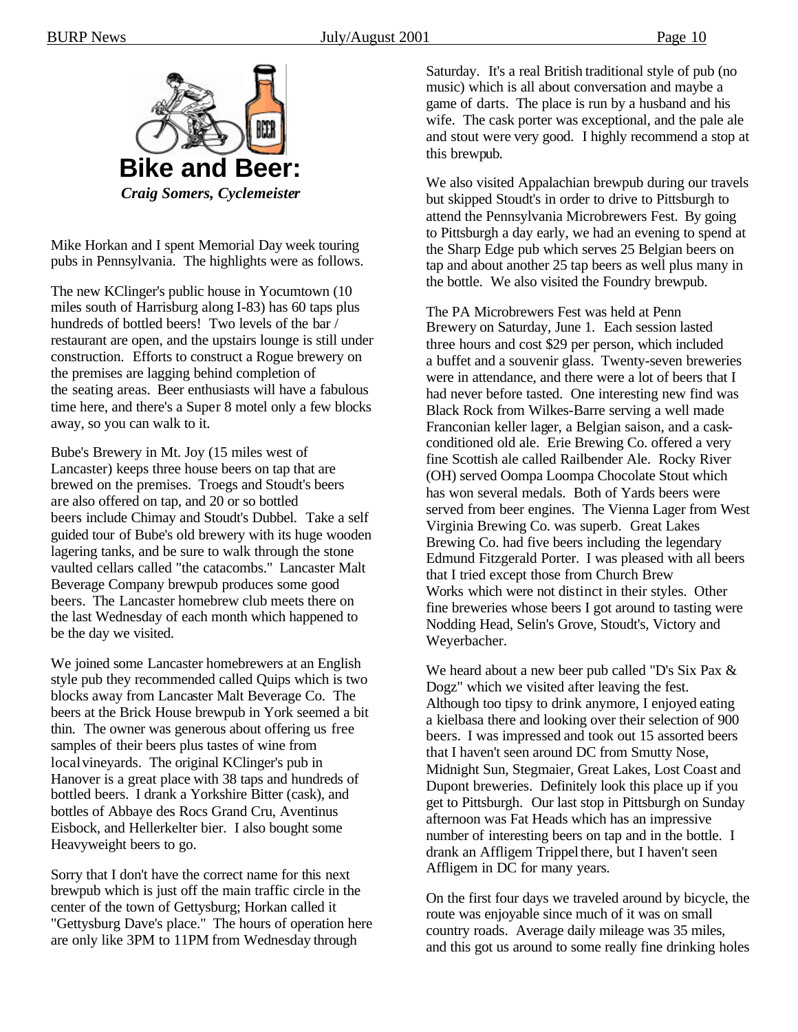# Bike and Beer:

*Craig Somers, Cyclemeister*

Mike Horkan and I spent Memorial Day week touring pubs in Pennsylvania. The highlights were as follows.

The new KClinger's public house in Yocumtown (10 miles south of Harrisburg along I-83) has 60 taps plus hundreds of bottled beers! Two levels of the bar / restaurant are open, and the upstairs lounge is still under construction. Efforts to construct a Rogue brewery on the premises are lagging behind completion of the seating areas. Beer enthusiasts will have a fabulous time here, and there's a Super 8 motel only a few blocks away, so you can walk to it.

Bube's Brewery in Mt. Joy (15 miles west of Lancaster) keeps three house beers on tap that are brewed on the premises. Troegs and Stoudt's beers are also offered on tap, and 20 or so bottled beers include Chimay and Stoudt's Dubbel. Take a self guided tour of Bube's old brewery with its huge wooden lagering tanks, and be sure to walk through the stone vaulted cellars called "the catacombs." Lancaster Malt Beverage Company brewpub produces some good beers. The Lancaster homebrew club meets there on the last Wednesday of each month which happened to be the day we visited.

We joined some Lancaster homebrewers at an English style pub they recommended called Quips which is two blocks away from Lancaster Malt Beverage Co. The beers at the Brick House brewpub in York seemed a bit thin. The owner was generous about offering us free samples of their beers plus tastes of wine from local vineyards. The original KClinger's pub in Hanover is a great place with 38 taps and hundreds of bottled beers. I drank a Yorkshire Bitter (cask), and bottles of Abbaye des Rocs Grand Cru, Aventinus Eisbock, and Hellerkelter bier. I also bought some Heavyweight beers to go.

Sorry that I don't have the correct name for this next brewpub which is just off the main traffic circle in the center of the town of Gettysburg; Horkan called it "Gettysburg Dave's place." The hours of operation here are only like 3PM to 11PM from Wednesday through Saturday. It's a real British traditional style of pub (no music) which is all about conversation and maybe a game of darts. The place is run by a husband and his wife. The cask porter was exceptional, and the pale ale and stout were very good. I highly recommend a stop at this brewpub.

We also visited Appalachian brewpub during our travels but skipped Stoudt's in order to drive to Pittsburgh to attend the Pennsylvania Microbrewers Fest. By going to Pittsburgh a day early, we had an evening to spend at the Sharp Edge pub which serves 25 Belgian beers on tap and about another 25 tap beers as well plus many in the bottle. We also visited the Foundry brewpub.

The PA Microbrewers Fest was held at Penn Brewery on Saturday, June 1. Each session lasted three hours and cost $29 per person, which included a buffet and a souvenir glass. Twenty-seven breweries were in attendance, and there were a lot of beers that I had never before tasted. One interesting new find was Black Rock from Wilkes-Barre serving a well made Franconian keller lager, a Belgian saison, and a cask-conditioned old ale. Erie Brewing Co. offered a very fine Scottish ale called Railbender Ale. Rocky River (OH) served Oompa Loompa Chocolate Stout which has won several medals. Both of Yards beers were served from beer engines. The Vienna Lager from West Virginia Brewing Co. was superb. Great Lakes Brewing Co. had five beers including the legendary Edmund Fitzgerald Porter. I was pleased with all beers that I tried except those from Church Brew Works which were not distinct in their styles. Other fine breweries whose beers I got around to tasting were Nodding Head, Selin's Grove, Stoudt's, Victory and Weyerbacher.

We heard about a new beer pub called "D's Six Pax & Dogz" which we visited after leaving the fest. Although too tipsy to drink anymore, I enjoyed eating a kielbasa there and looking over their selection of 900 beers. I was impressed and took out 15 assorted beers that I haven't seen around DC from Smutty Nose, Midnight Sun, Stegmaier, Great Lakes, Lost Coast and Dupont breweries. Definitely look this place up if you get to Pittsburgh. Our last stop in Pittsburgh on Sunday afternoon was Fat Heads which has an impressive number of interesting beers on tap and in the bottle. I drank an Affligem Trippel there, but I haven't seen Affligem in DC for many years.

On the first four days we traveled around by bicycle, the route was enjoyable since much of it was on small country roads. Average daily mileage was 35 miles, and this got us around to some really fine drinking holes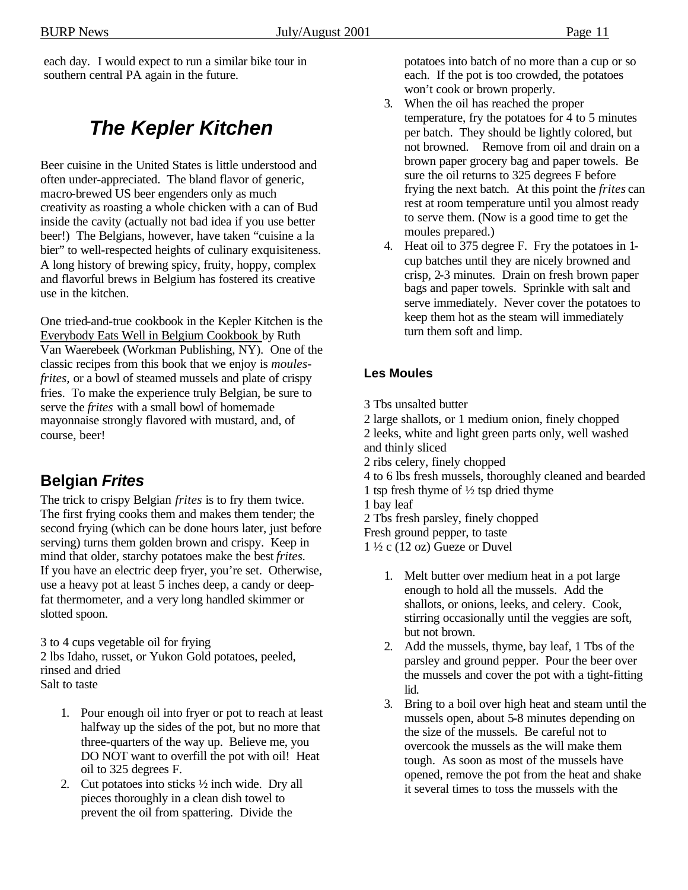each day. I would expect to run a similar bike tour in southern central PA again in the future.

# *The Kepler Kitchen*

Beer cuisine in the United States is little understood and often under-appreciated. The bland flavor of generic, macro-brewed US beer engenders only as much creativity as roasting a whole chicken with a can of Bud inside the cavity (actually not bad idea if you use better beer!) The Belgians, however, have taken "cuisine a la bier" to well-respected heights of culinary exquisiteness. A long history of brewing spicy, fruity, hoppy, complex and flavorful brews in Belgium has fostered its creative use in the kitchen.

One tried-and-true cookbook in the Kepler Kitchen is the Everybody Eats Well in Belgium Cookbook by Ruth Van Waerebeek (Workman Publishing, NY). One of the classic recipes from this book that we enjoy is *moules-frites*, or a bowl of steamed mussels and plate of crispy fries. To make the experience truly Belgian, be sure to serve the *frites* with a small bowl of homemade mayonnaise strongly flavored with mustard, and, of course, beer!

## Belgian *Frites*

The trick to crispy Belgian *frites* is to fry them twice. The first frying cooks them and makes them tender; the second frying (which can be done hours later, just before serving) turns them golden brown and crispy. Keep in mind that older, starchy potatoes make the best *frites*. If you have an electric deep fryer, you're set. Otherwise, use a heavy pot at least 5 inches deep, a candy or deep-fat thermometer, and a very long handled skimmer or slotted spoon.

3 to 4 cups vegetable oil for frying
2 lbs Idaho, russet, or Yukon Gold potatoes, peeled, rinsed and dried
Salt to taste

1. Pour enough oil into fryer or pot to reach at least halfway up the sides of the pot, but no more that three-quarters of the way up. Believe me, you DO NOT want to overfill the pot with oil! Heat oil to 325 degrees F.
2. Cut potatoes into sticks ½ inch wide. Dry all pieces thoroughly in a clean dish towel to prevent the oil from spattering. Divide the potatoes into batch of no more than a cup or so each. If the pot is too crowded, the potatoes won't cook or brown properly.
3. When the oil has reached the proper temperature, fry the potatoes for 4 to 5 minutes per batch. They should be lightly colored, but not browned. Remove from oil and drain on a brown paper grocery bag and paper towels. Be sure the oil returns to 325 degrees F before frying the next batch. At this point the *frites* can rest at room temperature until you almost ready to serve them. (Now is a good time to get the moules prepared.)
4. Heat oil to 375 degree F. Fry the potatoes in 1-cup batches until they are nicely browned and crisp, 2-3 minutes. Drain on fresh brown paper bags and paper towels. Sprinkle with salt and serve immediately. Never cover the potatoes to keep them hot as the steam will immediately turn them soft and limp.

### Les Moules

3 Tbs unsalted butter
2 large shallots, or 1 medium onion, finely chopped
2 leeks, white and light green parts only, well washed and thinly sliced
2 ribs celery, finely chopped
4 to 6 lbs fresh mussels, thoroughly cleaned and bearded
1 tsp fresh thyme of ½ tsp dried thyme
1 bay leaf
2 Tbs fresh parsley, finely chopped
Fresh ground pepper, to taste
1 ½ c (12 oz) Gueze or Duvel

1. Melt butter over medium heat in a pot large enough to hold all the mussels. Add the shallots, or onions, leeks, and celery. Cook, stirring occasionally until the veggies are soft, but not brown.
2. Add the mussels, thyme, bay leaf, 1 Tbs of the parsley and ground pepper. Pour the beer over the mussels and cover the pot with a tight-fitting lid.
3. Bring to a boil over high heat and steam until the mussels open, about 5-8 minutes depending on the size of the mussels. Be careful not to overcook the mussels as the will make them tough. As soon as most of the mussels have opened, remove the pot from the heat and shake it several times to toss the mussels with the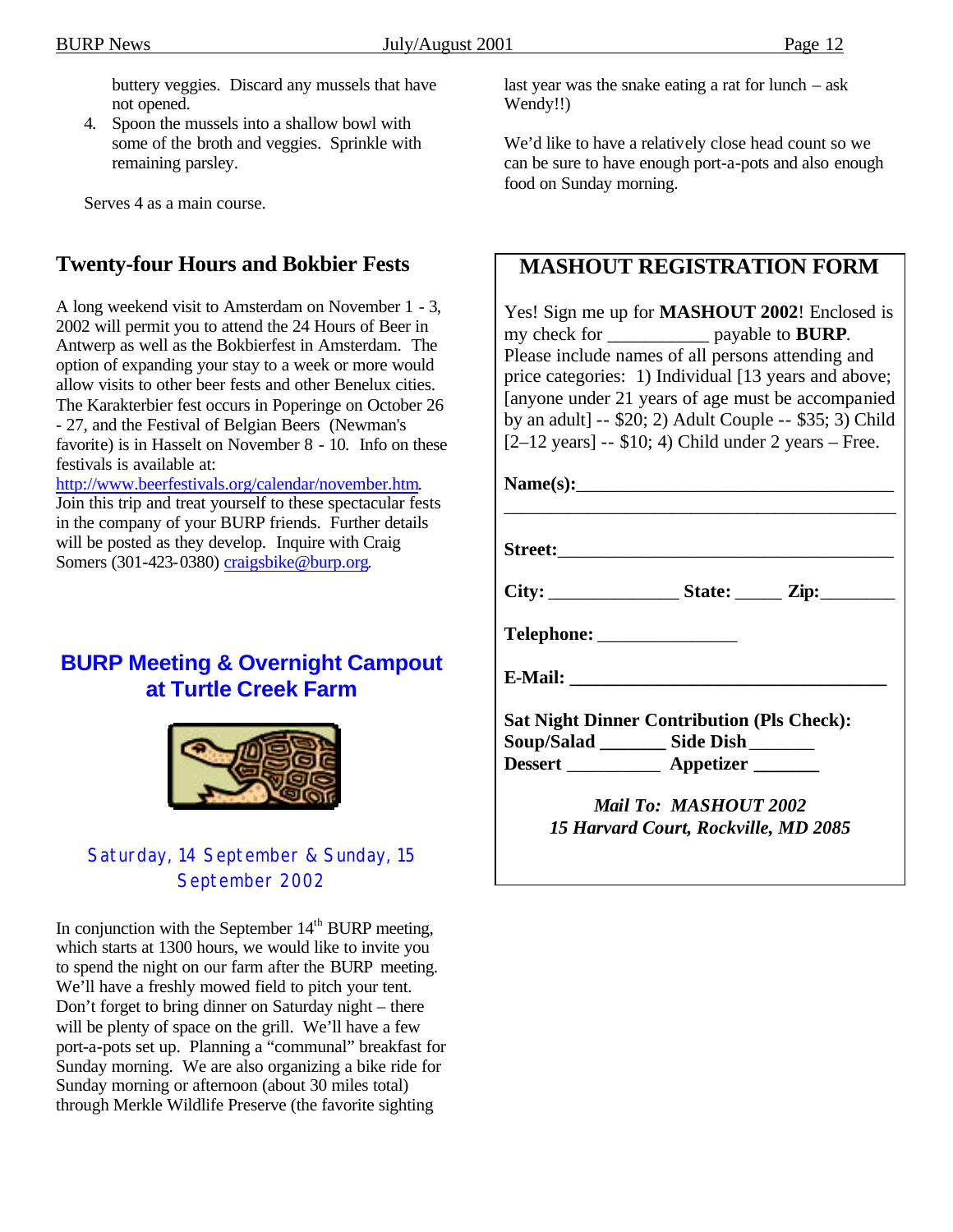buttery veggies. Discard any mussels that have not opened.

4. Spoon the mussels into a shallow bowl with some of the broth and veggies. Sprinkle with remaining parsley.

Serves 4 as a main course.

## Twenty-four Hours and Bokbier Fests

A long weekend visit to Amsterdam on November 1 - 3, 2002 will permit you to attend the 24 Hours of Beer in Antwerp as well as the Bokbierfest in Amsterdam. The option of expanding your stay to a week or more would allow visits to other beer fests and other Benelux cities. The Karakterbier fest occurs in Poperinge on October 26 - 27, and the Festival of Belgian Beers (Newman's favorite) is in Hasselt on November 8 - 10. Info on these festivals is available at: http://www.beerfestivals.org/calendar/november.htm. Join this trip and treat yourself to these spectacular fests in the company of your BURP friends. Further details will be posted as they develop. Inquire with Craig Somers (301-423-0380) craigsbike@burp.org.

## BURP Meeting & Overnight Campout at Turtle Creek Farm

Saturday, 14 September & Sunday, 15 September 2002

In conjunction with the September 14th BURP meeting, which starts at 1300 hours, we would like to invite you to spend the night on our farm after the BURP meeting. We'll have a freshly mowed field to pitch your tent. Don't forget to bring dinner on Saturday night – there will be plenty of space on the grill. We'll have a few port-a-pots set up. Planning a "communal" breakfast for Sunday morning. We are also organizing a bike ride for Sunday morning or afternoon (about 30 miles total) through Merkle Wildlife Preserve (the favorite sighting last year was the snake eating a rat for lunch – ask Wendy!!)

We'd like to have a relatively close head count so we can be sure to have enough port-a-pots and also enough food on Sunday morning.

## MASHOUT REGISTRATION FORM

Yes! Sign me up for **MASHOUT 2002**! Enclosed is my check for ___________ payable to **BURP**. Please include names of all persons attending and price categories: 1) Individual [13 years and above; [anyone under 21 years of age must be accompanied by an adult] -- $20; 2) Adult Couple -- $35; 3) Child [2–12 years] -- $10; 4) Child under 2 years – Free.

**Name(s):**___________________________________

_____________________________________________

**Street:**_____________________________________

**City:** ______________ **State:** _____ **Zip:**________

**Telephone:** _______________

**E-Mail:** ___________________________________

**Sat Night Dinner Contribution (Pls Check):**
**Soup/Salad** _______ **Side Dish** _______
**Dessert** __________ **Appetizer** _______

***Mail To: MASHOUT 2002***
***15 Harvard Court, Rockville, MD 2085***